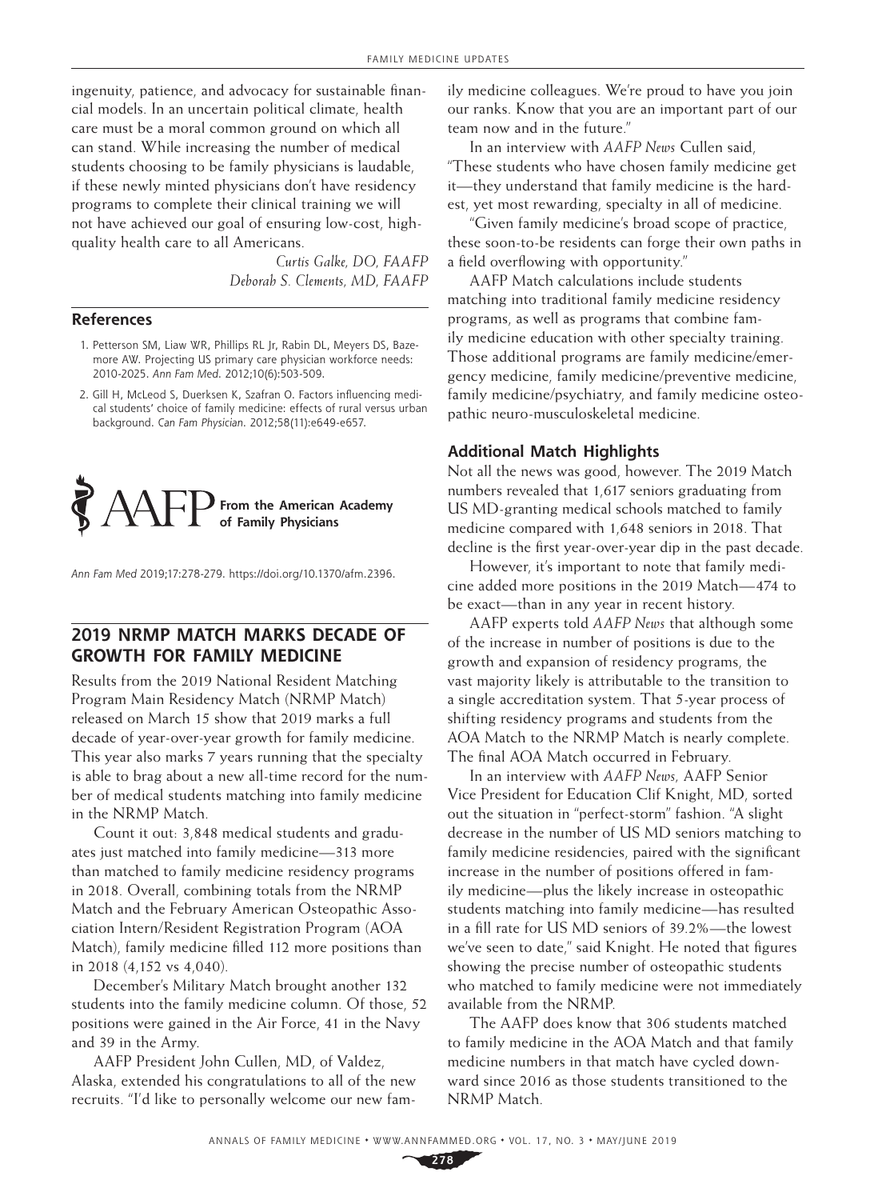ingenuity, patience, and advocacy for sustainable financial models. In an uncertain political climate, health care must be a moral common ground on which all can stand. While increasing the number of medical students choosing to be family physicians is laudable, if these newly minted physicians don't have residency programs to complete their clinical training we will not have achieved our goal of ensuring low-cost, high-quality health care to all Americans.

*Curtis Galke, DO, FAAFP*
*Deborah S. Clements, MD, FAAFP*

### References

1. Petterson SM, Liaw WR, Phillips RL Jr, Rabin DL, Meyers DS, Bazemore AW. Projecting US primary care physician workforce needs: 2010-2025. *Ann Fam Med*. 2012;10(6):503-509.
2. Gill H, McLeod S, Duerksen K, Szafran O. Factors influencing medical students' choice of family medicine: effects of rural versus urban background. *Can Fam Physician*. 2012;58(11):e649-e657.

AAFP **From the American Academy of Family Physicians**

*Ann Fam Med* 2019;17:278-279. https://doi.org/10.1370/afm.2396.

## 2019 NRMP MATCH MARKS DECADE OF GROWTH FOR FAMILY MEDICINE

Results from the 2019 National Resident Matching Program Main Residency Match (NRMP Match) released on March 15 show that 2019 marks a full decade of year-over-year growth for family medicine. This year also marks 7 years running that the specialty is able to brag about a new all-time record for the number of medical students matching into family medicine in the NRMP Match.

Count it out: 3,848 medical students and graduates just matched into family medicine—313 more than matched to family medicine residency programs in 2018. Overall, combining totals from the NRMP Match and the February American Osteopathic Association Intern/Resident Registration Program (AOA Match), family medicine filled 112 more positions than in 2018 (4,152 vs 4,040).

December's Military Match brought another 132 students into the family medicine column. Of those, 52 positions were gained in the Air Force, 41 in the Navy and 39 in the Army.

AAFP President John Cullen, MD, of Valdez, Alaska, extended his congratulations to all of the new recruits. "I'd like to personally welcome our new family medicine colleagues. We're proud to have you join our ranks. Know that you are an important part of our team now and in the future."

In an interview with *AAFP News* Cullen said, "These students who have chosen family medicine get it—they understand that family medicine is the hardest, yet most rewarding, specialty in all of medicine.

"Given family medicine's broad scope of practice, these soon-to-be residents can forge their own paths in a field overflowing with opportunity."

AAFP Match calculations include students matching into traditional family medicine residency programs, as well as programs that combine family medicine education with other specialty training. Those additional programs are family medicine/emergency medicine, family medicine/preventive medicine, family medicine/psychiatry, and family medicine osteopathic neuro-musculoskeletal medicine.

### Additional Match Highlights

Not all the news was good, however. The 2019 Match numbers revealed that 1,617 seniors graduating from US MD-granting medical schools matched to family medicine compared with 1,648 seniors in 2018. That decline is the first year-over-year dip in the past decade.

However, it's important to note that family medicine added more positions in the 2019 Match—474 to be exact—than in any year in recent history.

AAFP experts told *AAFP News* that although some of the increase in number of positions is due to the growth and expansion of residency programs, the vast majority likely is attributable to the transition to a single accreditation system. That 5-year process of shifting residency programs and students from the AOA Match to the NRMP Match is nearly complete. The final AOA Match occurred in February.

In an interview with *AAFP News*, AAFP Senior Vice President for Education Clif Knight, MD, sorted out the situation in "perfect-storm" fashion. "A slight decrease in the number of US MD seniors matching to family medicine residencies, paired with the significant increase in the number of positions offered in family medicine—plus the likely increase in osteopathic students matching into family medicine—has resulted in a fill rate for US MD seniors of 39.2%—the lowest we've seen to date," said Knight. He noted that figures showing the precise number of osteopathic students who matched to family medicine were not immediately available from the NRMP.

The AAFP does know that 306 students matched to family medicine in the AOA Match and that family medicine numbers in that match have cycled downward since 2016 as those students transitioned to the NRMP Match.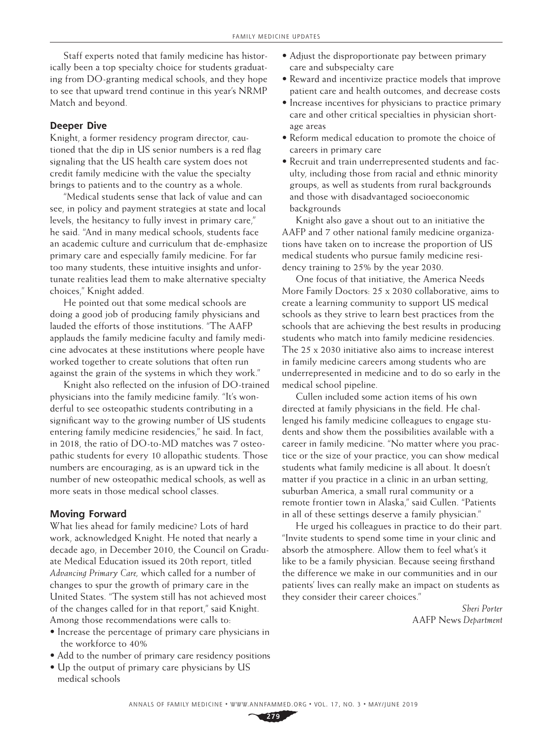Staff experts noted that family medicine has historically been a top specialty choice for students graduating from DO-granting medical schools, and they hope to see that upward trend continue in this year's NRMP Match and beyond.

### Deeper Dive

Knight, a former residency program director, cautioned that the dip in US senior numbers is a red flag signaling that the US health care system does not credit family medicine with the value the specialty brings to patients and to the country as a whole.

"Medical students sense that lack of value and can see, in policy and payment strategies at state and local levels, the hesitancy to fully invest in primary care," he said. "And in many medical schools, students face an academic culture and curriculum that de-emphasize primary care and especially family medicine. For far too many students, these intuitive insights and unfortunate realities lead them to make alternative specialty choices," Knight added.

He pointed out that some medical schools are doing a good job of producing family physicians and lauded the efforts of those institutions. "The AAFP applauds the family medicine faculty and family medicine advocates at these institutions where people have worked together to create solutions that often run against the grain of the systems in which they work."

Knight also reflected on the infusion of DO-trained physicians into the family medicine family. "It's wonderful to see osteopathic students contributing in a significant way to the growing number of US students entering family medicine residencies," he said. In fact, in 2018, the ratio of DO-to-MD matches was 7 osteopathic students for every 10 allopathic students. Those numbers are encouraging, as is an upward tick in the number of new osteopathic medical schools, as well as more seats in those medical school classes.

### Moving Forward

What lies ahead for family medicine? Lots of hard work, acknowledged Knight. He noted that nearly a decade ago, in December 2010, the Council on Graduate Medical Education issued its 20th report, titled *Advancing Primary Care,* which called for a number of changes to spur the growth of primary care in the United States. "The system still has not achieved most of the changes called for in that report," said Knight. Among those recommendations were calls to:

- Increase the percentage of primary care physicians in the workforce to 40%
- Add to the number of primary care residency positions
- Up the output of primary care physicians by US medical schools
- Adjust the disproportionate pay between primary care and subspecialty care
- Reward and incentivize practice models that improve patient care and health outcomes, and decrease costs
- Increase incentives for physicians to practice primary care and other critical specialties in physician shortage areas
- Reform medical education to promote the choice of careers in primary care
- Recruit and train underrepresented students and faculty, including those from racial and ethnic minority groups, as well as students from rural backgrounds and those with disadvantaged socioeconomic backgrounds

Knight also gave a shout out to an initiative the AAFP and 7 other national family medicine organizations have taken on to increase the proportion of US medical students who pursue family medicine residency training to 25% by the year 2030.

One focus of that initiative, the America Needs More Family Doctors: 25 x 2030 collaborative, aims to create a learning community to support US medical schools as they strive to learn best practices from the schools that are achieving the best results in producing students who match into family medicine residencies. The 25 x 2030 initiative also aims to increase interest in family medicine careers among students who are underrepresented in medicine and to do so early in the medical school pipeline.

Cullen included some action items of his own directed at family physicians in the field. He challenged his family medicine colleagues to engage students and show them the possibilities available with a career in family medicine. "No matter where you practice or the size of your practice, you can show medical students what family medicine is all about. It doesn't matter if you practice in a clinic in an urban setting, suburban America, a small rural community or a remote frontier town in Alaska," said Cullen. "Patients in all of these settings deserve a family physician."

He urged his colleagues in practice to do their part. "Invite students to spend some time in your clinic and absorb the atmosphere. Allow them to feel what's it like to be a family physician. Because seeing firsthand the difference we make in our communities and in our patients' lives can really make an impact on students as they consider their career choices."

*Sheri Porter*
AAFP News *Department*